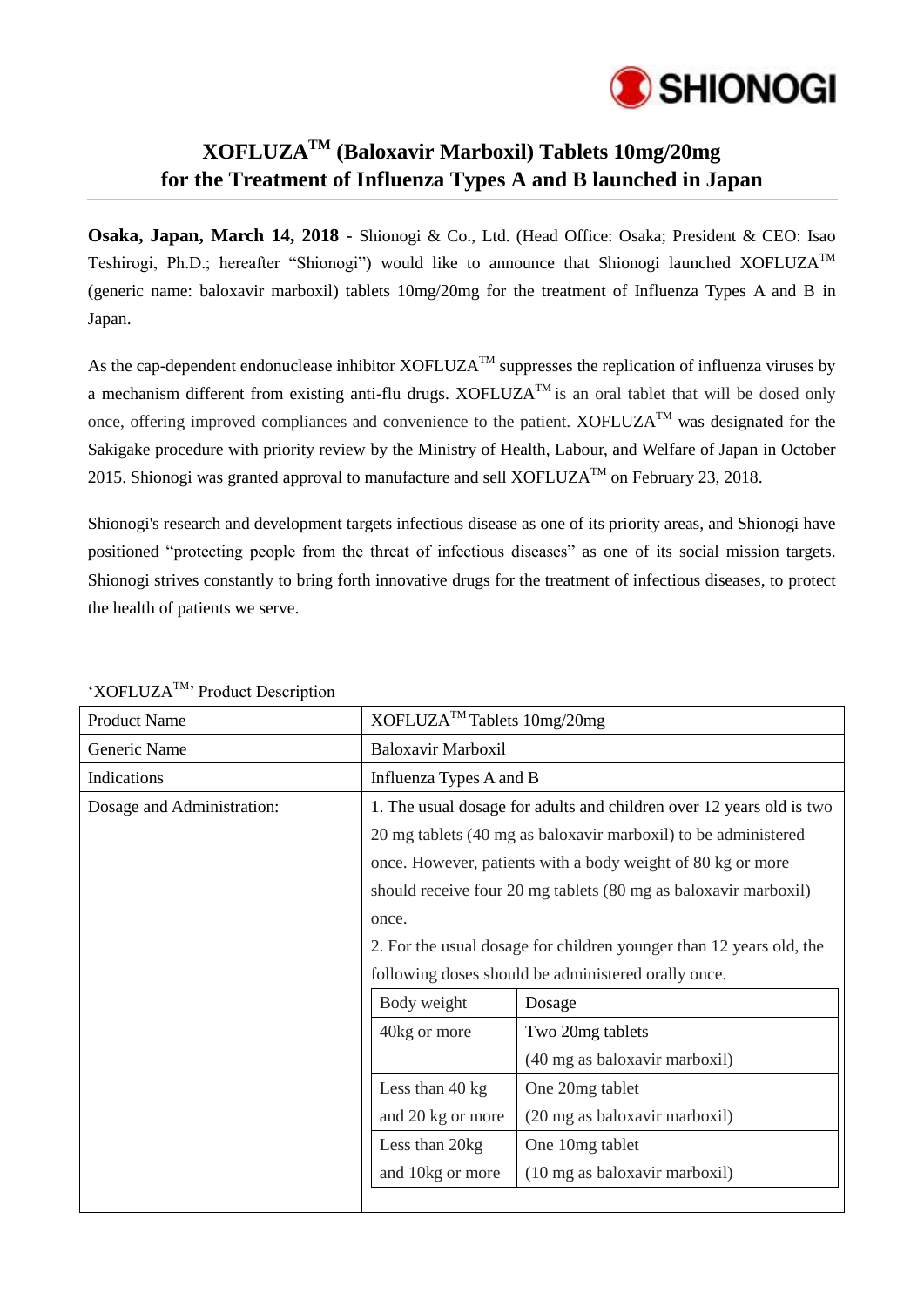SHIONOGI

# XOFLUZA™ (Baloxavir Marboxil) Tablets 10mg/20mg for the Treatment of Influenza Types A and B launched in Japan

**Osaka, Japan, March 14, 2018** - Shionogi & Co., Ltd. (Head Office: Osaka; President & CEO: Isao Teshirogi, Ph.D.; hereafter "Shionogi") would like to announce that Shionogi launched XOFLUZA™ (generic name: baloxavir marboxil) tablets 10mg/20mg for the treatment of Influenza Types A and B in Japan.

As the cap-dependent endonuclease inhibitor XOFLUZA™ suppresses the replication of influenza viruses by a mechanism different from existing anti-flu drugs. XOFLUZA™ is an oral tablet that will be dosed only once, offering improved compliances and convenience to the patient. XOFLUZA™ was designated for the Sakigake procedure with priority review by the Ministry of Health, Labour, and Welfare of Japan in October 2015. Shionogi was granted approval to manufacture and sell XOFLUZA™ on February 23, 2018.

Shionogi's research and development targets infectious disease as one of its priority areas, and Shionogi have positioned "protecting people from the threat of infectious diseases" as one of its social mission targets. Shionogi strives constantly to bring forth innovative drugs for the treatment of infectious diseases, to protect the health of patients we serve.

'XOFLUZA™' Product Description

| Product Name | XOFLUZA™ Tablets 10mg/20mg |
|---|---|
| Generic Name | Baloxavir Marboxil |
| Indications | Influenza Types A and B |
| Dosage and Administration: | 1. The usual dosage for adults and children over 12 years old is two 20 mg tablets (40 mg as baloxavir marboxil) to be administered once. However, patients with a body weight of 80 kg or more should receive four 20 mg tablets (80 mg as baloxavir marboxil) once.<br>2. For the usual dosage for children younger than 12 years old, the following doses should be administered orally once. |

| Body weight | Dosage |
|---|---|
| 40kg or more | Two 20mg tablets (40 mg as baloxavir marboxil) |
| Less than 40 kg and 20 kg or more | One 20mg tablet (20 mg as baloxavir marboxil) |
| Less than 20kg and 10kg or more | One 10mg tablet (10 mg as baloxavir marboxil) |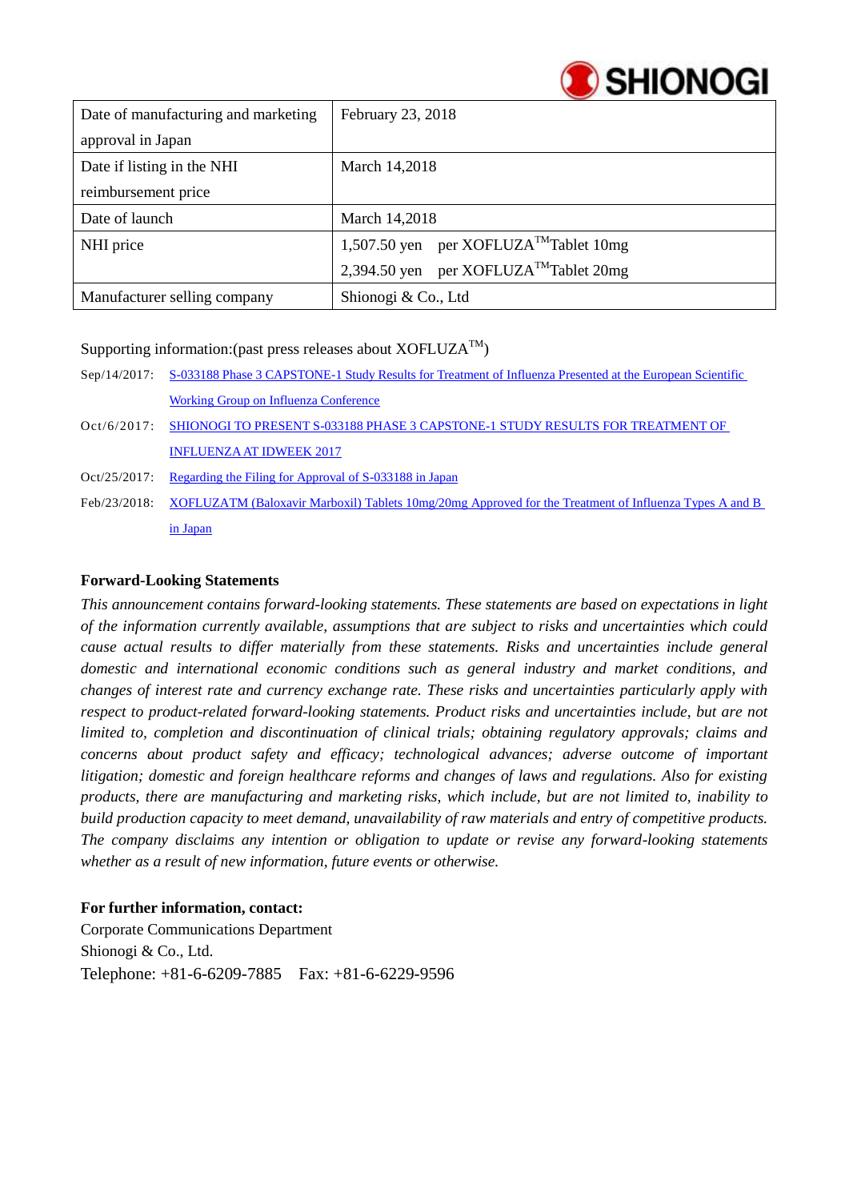| | |
|---|---|
| Date of manufacturing and marketing approval in Japan | February 23, 2018 |
| Date if listing in the NHI reimbursement price | March 14,2018 |
| Date of launch | March 14,2018 |
| NHI price | 1,507.50 yen per XOFLUZA™Tablet 10mg<br>2,394.50 yen per XOFLUZA™Tablet 20mg |
| Manufacturer selling company | Shionogi & Co., Ltd |

Supporting information:(past press releases about XOFLUZA™)

Sep/14/2017: S-033188 Phase 3 CAPSTONE-1 Study Results for Treatment of Influenza Presented at the European Scientific Working Group on Influenza Conference

Oct/6/2017: SHIONOGI TO PRESENT S-033188 PHASE 3 CAPSTONE-1 STUDY RESULTS FOR TREATMENT OF INFLUENZA AT IDWEEK 2017

Oct/25/2017: Regarding the Filing for Approval of S-033188 in Japan

Feb/23/2018: XOFLUZATM (Baloxavir Marboxil) Tablets 10mg/20mg Approved for the Treatment of Influenza Types A and B in Japan

**Forward-Looking Statements**

*This announcement contains forward-looking statements. These statements are based on expectations in light of the information currently available, assumptions that are subject to risks and uncertainties which could cause actual results to differ materially from these statements. Risks and uncertainties include general domestic and international economic conditions such as general industry and market conditions, and changes of interest rate and currency exchange rate. These risks and uncertainties particularly apply with respect to product-related forward-looking statements. Product risks and uncertainties include, but are not limited to, completion and discontinuation of clinical trials; obtaining regulatory approvals; claims and concerns about product safety and efficacy; technological advances; adverse outcome of important litigation; domestic and foreign healthcare reforms and changes of laws and regulations. Also for existing products, there are manufacturing and marketing risks, which include, but are not limited to, inability to build production capacity to meet demand, unavailability of raw materials and entry of competitive products. The company disclaims any intention or obligation to update or revise any forward-looking statements whether as a result of new information, future events or otherwise.*

**For further information, contact:**

Corporate Communications Department
Shionogi & Co., Ltd.
Telephone: +81-6-6209-7885 Fax: +81-6-6229-9596